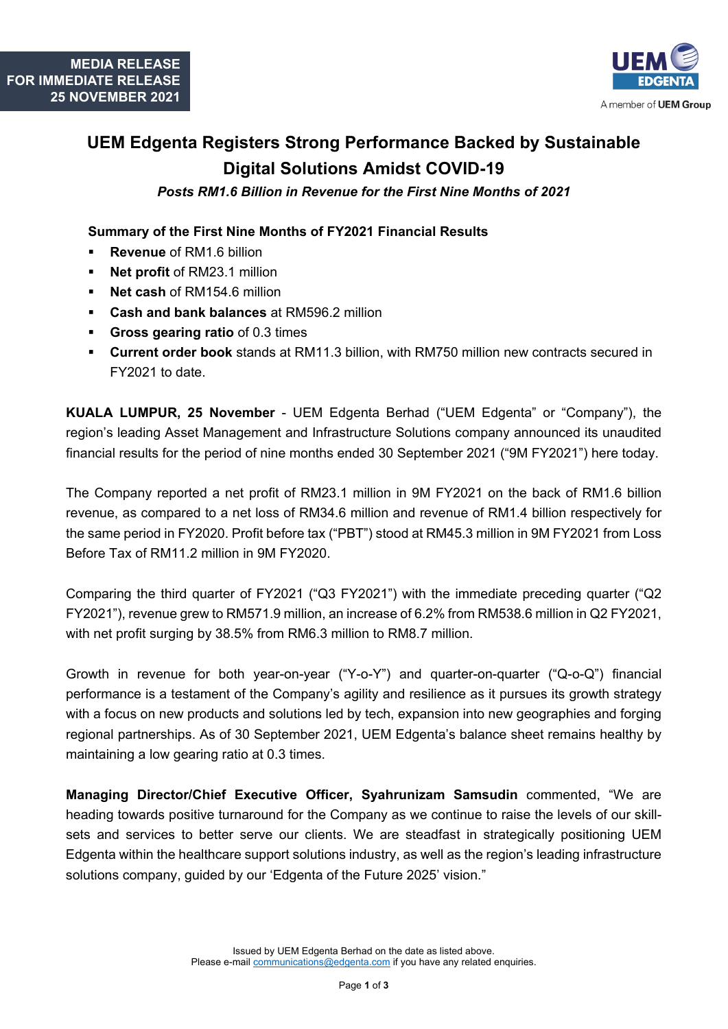**MEDIA RELEASE**
**FOR IMMEDIATE RELEASE**
**25 NOVEMBER 2021**

# UEM Edgenta Registers Strong Performance Backed by Sustainable Digital Solutions Amidst COVID-19

***Posts RM1.6 Billion in Revenue for the First Nine Months of 2021***

**Summary of the First Nine Months of FY2021 Financial Results**

- **Revenue** of RM1.6 billion
- **Net profit** of RM23.1 million
- **Net cash** of RM154.6 million
- **Cash and bank balances** at RM596.2 million
- **Gross gearing ratio** of 0.3 times
- **Current order book** stands at RM11.3 billion, with RM750 million new contracts secured in FY2021 to date.

**KUALA LUMPUR, 25 November** - UEM Edgenta Berhad ("UEM Edgenta" or "Company"), the region's leading Asset Management and Infrastructure Solutions company announced its unaudited financial results for the period of nine months ended 30 September 2021 ("9M FY2021") here today.

The Company reported a net profit of RM23.1 million in 9M FY2021 on the back of RM1.6 billion revenue, as compared to a net loss of RM34.6 million and revenue of RM1.4 billion respectively for the same period in FY2020. Profit before tax ("PBT") stood at RM45.3 million in 9M FY2021 from Loss Before Tax of RM11.2 million in 9M FY2020.

Comparing the third quarter of FY2021 ("Q3 FY2021") with the immediate preceding quarter ("Q2 FY2021"), revenue grew to RM571.9 million, an increase of 6.2% from RM538.6 million in Q2 FY2021, with net profit surging by 38.5% from RM6.3 million to RM8.7 million.

Growth in revenue for both year-on-year ("Y-o-Y") and quarter-on-quarter ("Q-o-Q") financial performance is a testament of the Company's agility and resilience as it pursues its growth strategy with a focus on new products and solutions led by tech, expansion into new geographies and forging regional partnerships. As of 30 September 2021, UEM Edgenta's balance sheet remains healthy by maintaining a low gearing ratio at 0.3 times.

**Managing Director/Chief Executive Officer, Syahrunizam Samsudin** commented, "We are heading towards positive turnaround for the Company as we continue to raise the levels of our skill-sets and services to better serve our clients. We are steadfast in strategically positioning UEM Edgenta within the healthcare support solutions industry, as well as the region's leading infrastructure solutions company, guided by our 'Edgenta of the Future 2025' vision."

Issued by UEM Edgenta Berhad on the date as listed above.
Please e-mail communications@edgenta.com if you have any related enquiries.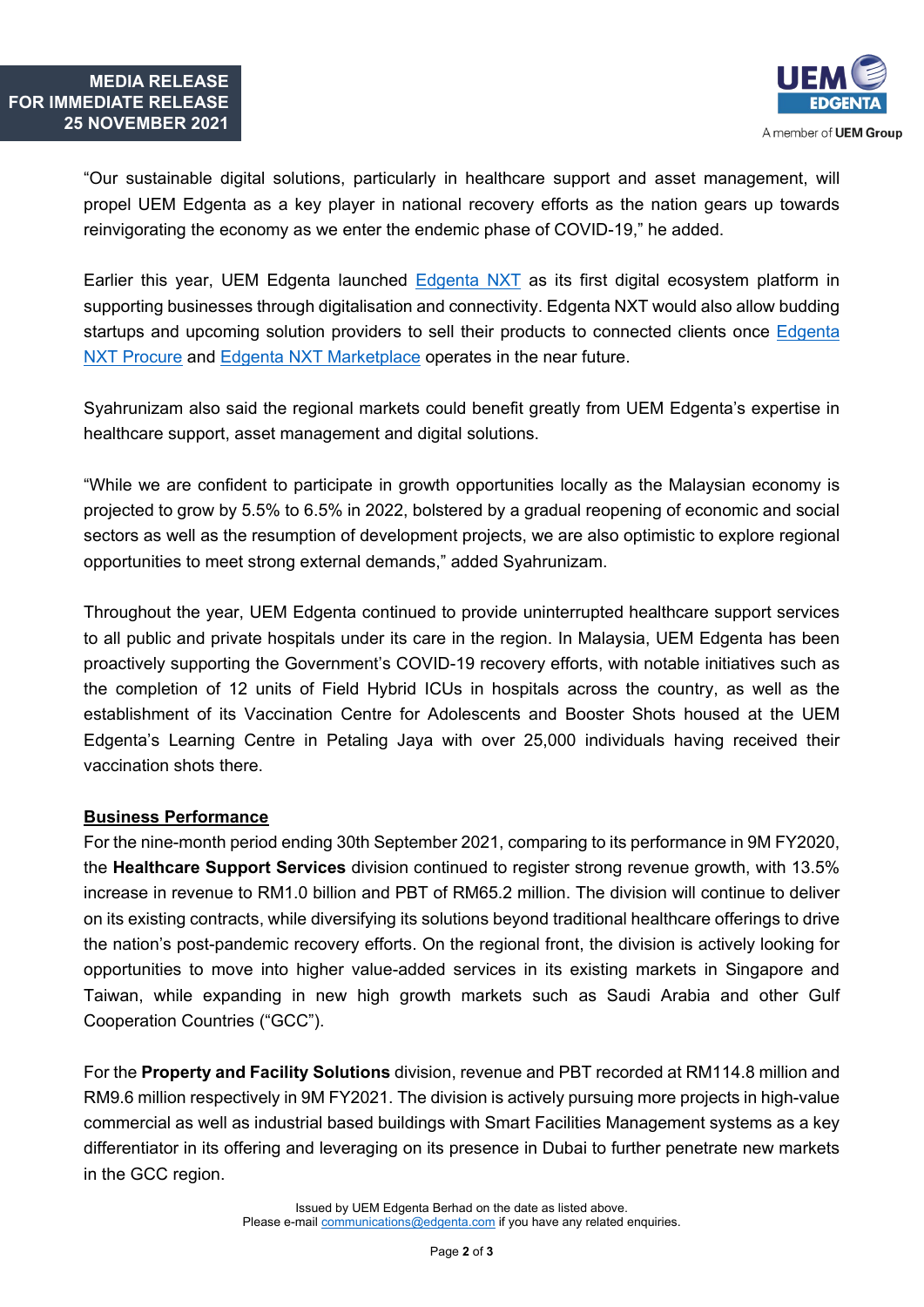"Our sustainable digital solutions, particularly in healthcare support and asset management, will propel UEM Edgenta as a key player in national recovery efforts as the nation gears up towards reinvigorating the economy as we enter the endemic phase of COVID-19," he added.

Earlier this year, UEM Edgenta launched [Edgenta NXT]() as its first digital ecosystem platform in supporting businesses through digitalisation and connectivity. Edgenta NXT would also allow budding startups and upcoming solution providers to sell their products to connected clients once [Edgenta NXT Procure]() and [Edgenta NXT Marketplace]() operates in the near future.

Syahrunizam also said the regional markets could benefit greatly from UEM Edgenta's expertise in healthcare support, asset management and digital solutions.

"While we are confident to participate in growth opportunities locally as the Malaysian economy is projected to grow by 5.5% to 6.5% in 2022, bolstered by a gradual reopening of economic and social sectors as well as the resumption of development projects, we are also optimistic to explore regional opportunities to meet strong external demands," added Syahrunizam.

Throughout the year, UEM Edgenta continued to provide uninterrupted healthcare support services to all public and private hospitals under its care in the region. In Malaysia, UEM Edgenta has been proactively supporting the Government's COVID-19 recovery efforts, with notable initiatives such as the completion of 12 units of Field Hybrid ICUs in hospitals across the country, as well as the establishment of its Vaccination Centre for Adolescents and Booster Shots housed at the UEM Edgenta's Learning Centre in Petaling Jaya with over 25,000 individuals having received their vaccination shots there.

**Business Performance**

For the nine-month period ending 30th September 2021, comparing to its performance in 9M FY2020, the **Healthcare Support Services** division continued to register strong revenue growth, with 13.5% increase in revenue to RM1.0 billion and PBT of RM65.2 million. The division will continue to deliver on its existing contracts, while diversifying its solutions beyond traditional healthcare offerings to drive the nation's post-pandemic recovery efforts. On the regional front, the division is actively looking for opportunities to move into higher value-added services in its existing markets in Singapore and Taiwan, while expanding in new high growth markets such as Saudi Arabia and other Gulf Cooperation Countries ("GCC").

For the **Property and Facility Solutions** division, revenue and PBT recorded at RM114.8 million and RM9.6 million respectively in 9M FY2021. The division is actively pursuing more projects in high-value commercial as well as industrial based buildings with Smart Facilities Management systems as a key differentiator in its offering and leveraging on its presence in Dubai to further penetrate new markets in the GCC region.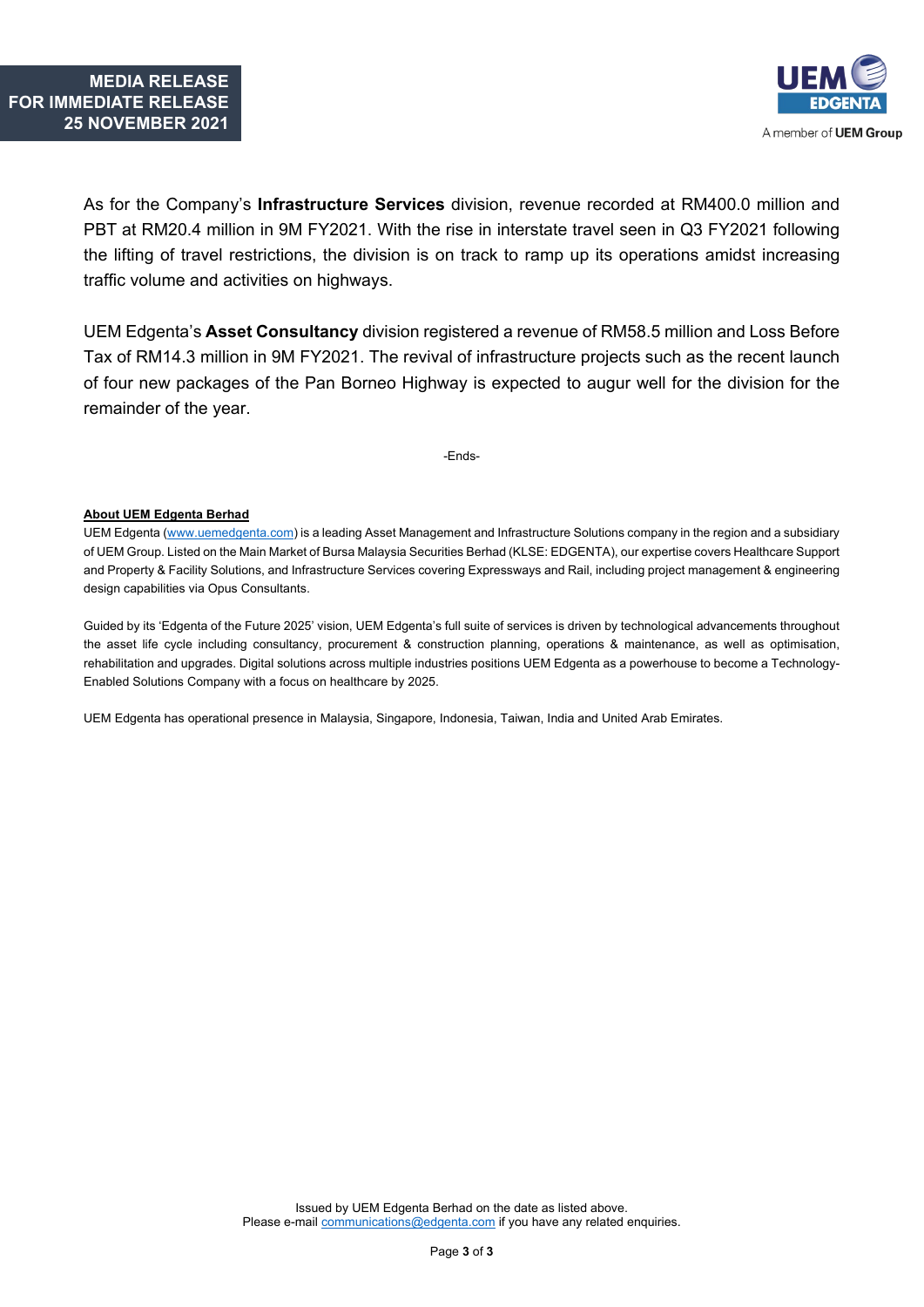As for the Company's **Infrastructure Services** division, revenue recorded at RM400.0 million and PBT at RM20.4 million in 9M FY2021. With the rise in interstate travel seen in Q3 FY2021 following the lifting of travel restrictions, the division is on track to ramp up its operations amidst increasing traffic volume and activities on highways.

UEM Edgenta's **Asset Consultancy** division registered a revenue of RM58.5 million and Loss Before Tax of RM14.3 million in 9M FY2021. The revival of infrastructure projects such as the recent launch of four new packages of the Pan Borneo Highway is expected to augur well for the division for the remainder of the year.

-Ends-

**About UEM Edgenta Berhad**

UEM Edgenta (www.uemedgenta.com) is a leading Asset Management and Infrastructure Solutions company in the region and a subsidiary of UEM Group. Listed on the Main Market of Bursa Malaysia Securities Berhad (KLSE: EDGENTA), our expertise covers Healthcare Support and Property & Facility Solutions, and Infrastructure Services covering Expressways and Rail, including project management & engineering design capabilities via Opus Consultants.

Guided by its 'Edgenta of the Future 2025' vision, UEM Edgenta's full suite of services is driven by technological advancements throughout the asset life cycle including consultancy, procurement & construction planning, operations & maintenance, as well as optimisation, rehabilitation and upgrades. Digital solutions across multiple industries positions UEM Edgenta as a powerhouse to become a Technology-Enabled Solutions Company with a focus on healthcare by 2025.

UEM Edgenta has operational presence in Malaysia, Singapore, Indonesia, Taiwan, India and United Arab Emirates.

Issued by UEM Edgenta Berhad on the date as listed above.
Please e-mail communications@edgenta.com if you have any related enquiries.